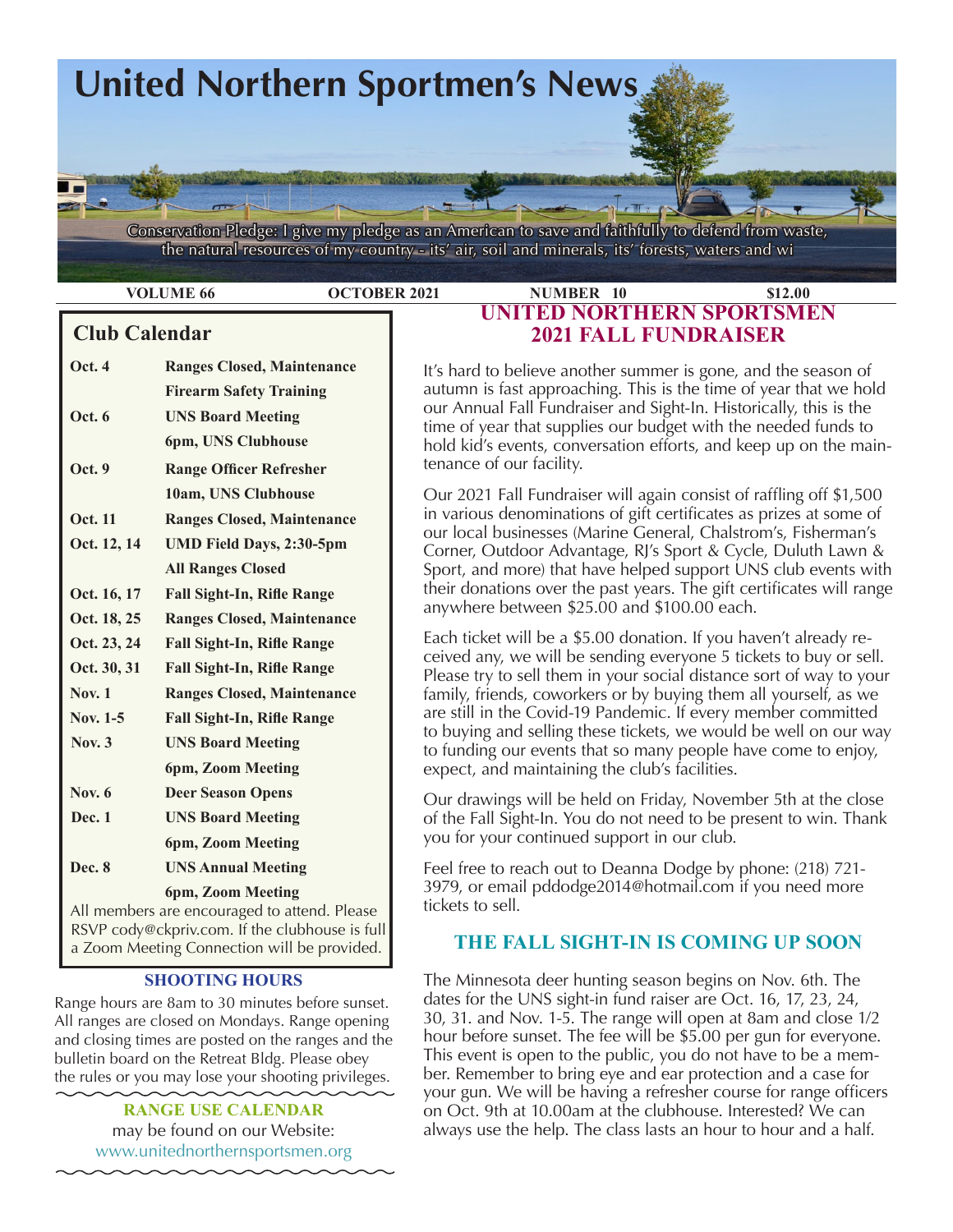# United Northern Sportmen's News

Conservation Pledge: I give my pledge as an American to save and faithfully to defend from waste, the natural resources of my country - its' air, soil and minerals, its' forests, waters and wi

**VOLUME 66 | OCTOBER 2021 | NUMBER 10 | $12.00**

## Club Calendar

| | |
|---|---|
| **Oct. 4** | **Ranges Closed, Maintenance** |
| | **Firearm Safety Training** |
| **Oct. 6** | **UNS Board Meeting** |
| | **6pm, UNS Clubhouse** |
| **Oct. 9** | **Range Officer Refresher** |
| | **10am, UNS Clubhouse** |
| **Oct. 11** | **Ranges Closed, Maintenance** |
| **Oct. 12, 14** | **UMD Field Days, 2:30-5pm** |
| | **All Ranges Closed** |
| **Oct. 16, 17** | **Fall Sight-In, Rifle Range** |
| **Oct. 18, 25** | **Ranges Closed, Maintenance** |
| **Oct. 23, 24** | **Fall Sight-In, Rifle Range** |
| **Oct. 30, 31** | **Fall Sight-In, Rifle Range** |
| **Nov. 1** | **Ranges Closed, Maintenance** |
| **Nov. 1-5** | **Fall Sight-In, Rifle Range** |
| **Nov. 3** | **UNS Board Meeting** |
| | **6pm, Zoom Meeting** |
| **Nov. 6** | **Deer Season Opens** |
| **Dec. 1** | **UNS Board Meeting** |
| | **6pm, Zoom Meeting** |
| **Dec. 8** | **UNS Annual Meeting** |
| | **6pm, Zoom Meeting** |

All members are encouraged to attend. Please RSVP cody@ckpriv.com. If the clubhouse is full a Zoom Meeting Connection will be provided.

### SHOOTING HOURS

Range hours are 8am to 30 minutes before sunset. All ranges are closed on Mondays. Range opening and closing times are posted on the ranges and the bulletin board on the Retreat Bldg. Please obey the rules or you may lose your shooting privileges.

### RANGE USE CALENDAR

may be found on our Website:
www.unitednorthernsportsmen.org

## UNITED NORTHERN SPORTSMEN 2021 FALL FUNDRAISER

It's hard to believe another summer is gone, and the season of autumn is fast approaching. This is the time of year that we hold our Annual Fall Fundraiser and Sight-In. Historically, this is the time of year that supplies our budget with the needed funds to hold kid's events, conversation efforts, and keep up on the maintenance of our facility.

Our 2021 Fall Fundraiser will again consist of raffling off $1,500 in various denominations of gift certificates as prizes at some of our local businesses (Marine General, Chalstrom's, Fisherman's Corner, Outdoor Advantage, RJ's Sport & Cycle, Duluth Lawn & Sport, and more) that have helped support UNS club events with their donations over the past years. The gift certificates will range anywhere between $25.00 and $100.00 each.

Each ticket will be a $5.00 donation. If you haven't already received any, we will be sending everyone 5 tickets to buy or sell. Please try to sell them in your social distance sort of way to your family, friends, coworkers or by buying them all yourself, as we are still in the Covid-19 Pandemic. If every member committed to buying and selling these tickets, we would be well on our way to funding our events that so many people have come to enjoy, expect, and maintaining the club's facilities.

Our drawings will be held on Friday, November 5th at the close of the Fall Sight-In. You do not need to be present to win. Thank you for your continued support in our club.

Feel free to reach out to Deanna Dodge by phone: (218) 721-3979, or email pddodge2014@hotmail.com if you need more tickets to sell.

## THE FALL SIGHT-IN IS COMING UP SOON

The Minnesota deer hunting season begins on Nov. 6th. The dates for the UNS sight-in fund raiser are Oct. 16, 17, 23, 24, 30, 31. and Nov. 1-5. The range will open at 8am and close 1/2 hour before sunset. The fee will be $5.00 per gun for everyone. This event is open to the public, you do not have to be a member. Remember to bring eye and ear protection and a case for your gun. We will be having a refresher course for range officers on Oct. 9th at 10.00am at the clubhouse. Interested? We can always use the help. The class lasts an hour to hour and a half.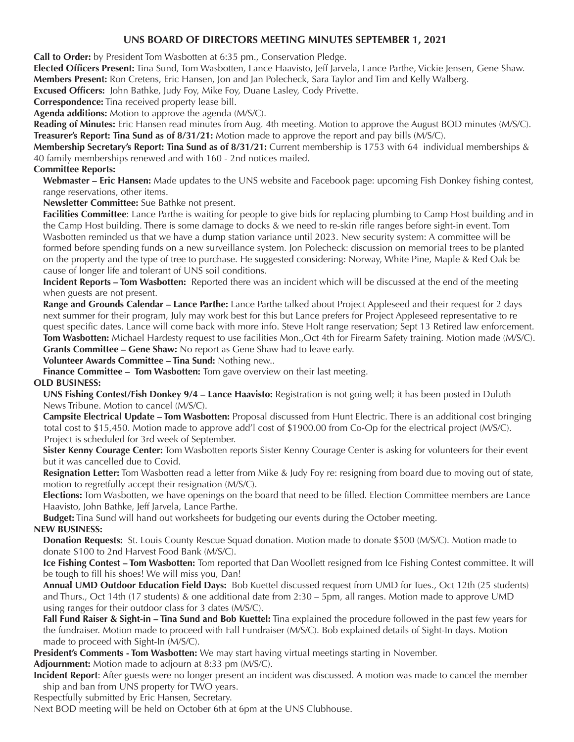## UNS BOARD OF DIRECTORS MEETING MINUTES SEPTEMBER 1, 2021

**Call to Order:** by President Tom Wasbotten at 6:35 pm., Conservation Pledge.

**Elected Officers Present:** Tina Sund, Tom Wasbotten, Lance Haavisto, Jeff Jarvela, Lance Parthe, Vickie Jensen, Gene Shaw.

**Members Present:** Ron Cretens, Eric Hansen, Jon and Jan Polecheck, Sara Taylor and Tim and Kelly Walberg.

**Excused Officers:** John Bathke, Judy Foy, Mike Foy, Duane Lasley, Cody Privette.

**Correspondence:** Tina received property lease bill.

**Agenda additions:** Motion to approve the agenda (M/S/C).

**Reading of Minutes:** Eric Hansen read minutes from Aug. 4th meeting. Motion to approve the August BOD minutes (M/S/C).

**Treasurer's Report: Tina Sund as of 8/31/21:** Motion made to approve the report and pay bills (M/S/C).

**Membership Secretary's Report: Tina Sund as of 8/31/21:** Current membership is 1753 with 64 individual memberships & 40 family memberships renewed and with 160 - 2nd notices mailed.

**Committee Reports:**

**Webmaster – Eric Hansen:** Made updates to the UNS website and Facebook page: upcoming Fish Donkey fishing contest, range reservations, other items.

**Newsletter Committee:** Sue Bathke not present.

**Facilities Committee**: Lance Parthe is waiting for people to give bids for replacing plumbing to Camp Host building and in the Camp Host building. There is some damage to docks & we need to re-skin rifle ranges before sight-in event. Tom Wasbotten reminded us that we have a dump station variance until 2023. New security system: A committee will be formed before spending funds on a new surveillance system. Jon Polecheck: discussion on memorial trees to be planted on the property and the type of tree to purchase. He suggested considering: Norway, White Pine, Maple & Red Oak be cause of longer life and tolerant of UNS soil conditions.

**Incident Reports – Tom Wasbotten:** Reported there was an incident which will be discussed at the end of the meeting when guests are not present.

**Range and Grounds Calendar – Lance Parthe:** Lance Parthe talked about Project Appleseed and their request for 2 days next summer for their program, July may work best for this but Lance prefers for Project Appleseed representative to re quest specific dates. Lance will come back with more info. Steve Holt range reservation; Sept 13 Retired law enforcement.

**Tom Wasbotten:** Michael Hardesty request to use facilities Mon.,Oct 4th for Firearm Safety training. Motion made (M/S/C).

**Grants Committee – Gene Shaw:** No report as Gene Shaw had to leave early.

**Volunteer Awards Committee – Tina Sund:** Nothing new..

**Finance Committee – Tom Wasbotten:** Tom gave overview on their last meeting.

**OLD BUSINESS:**

**UNS Fishing Contest/Fish Donkey 9/4 – Lance Haavisto:** Registration is not going well; it has been posted in Duluth News Tribune. Motion to cancel (M/S/C).

**Campsite Electrical Update – Tom Wasbotten:** Proposal discussed from Hunt Electric. There is an additional cost bringing total cost to $15,450. Motion made to approve add'l cost of $1900.00 from Co-Op for the electrical project (M/S/C). Project is scheduled for 3rd week of September.

**Sister Kenny Courage Center:** Tom Wasbotten reports Sister Kenny Courage Center is asking for volunteers for their event but it was cancelled due to Covid.

**Resignation Letter:** Tom Wasbotten read a letter from Mike & Judy Foy re: resigning from board due to moving out of state, motion to regretfully accept their resignation (M/S/C).

**Elections:** Tom Wasbotten, we have openings on the board that need to be filled. Election Committee members are Lance Haavisto, John Bathke, Jeff Jarvela, Lance Parthe.

**Budget:** Tina Sund will hand out worksheets for budgeting our events during the October meeting.

**NEW BUSINESS:**

**Donation Requests:** St. Louis County Rescue Squad donation. Motion made to donate $500 (M/S/C). Motion made to donate $100 to 2nd Harvest Food Bank (M/S/C).

**Ice Fishing Contest – Tom Wasbotten:** Tom reported that Dan Woollett resigned from Ice Fishing Contest committee. It will be tough to fill his shoes! We will miss you, Dan!

**Annual UMD Outdoor Education Field Days:** Bob Kuettel discussed request from UMD for Tues., Oct 12th (25 students) and Thurs., Oct 14th (17 students) & one additional date from 2:30 – 5pm, all ranges. Motion made to approve UMD using ranges for their outdoor class for 3 dates (M/S/C).

**Fall Fund Raiser & Sight-in – Tina Sund and Bob Kuettel:** Tina explained the procedure followed in the past few years for the fundraiser. Motion made to proceed with Fall Fundraiser (M/S/C). Bob explained details of Sight-In days. Motion made to proceed with Sight-In (M/S/C).

**President's Comments - Tom Wasbotten:** We may start having virtual meetings starting in November.

**Adjournment:** Motion made to adjourn at 8:33 pm (M/S/C).

**Incident Report**: After guests were no longer present an incident was discussed. A motion was made to cancel the member ship and ban from UNS property for TWO years.

Respectfully submitted by Eric Hansen, Secretary.

Next BOD meeting will be held on October 6th at 6pm at the UNS Clubhouse.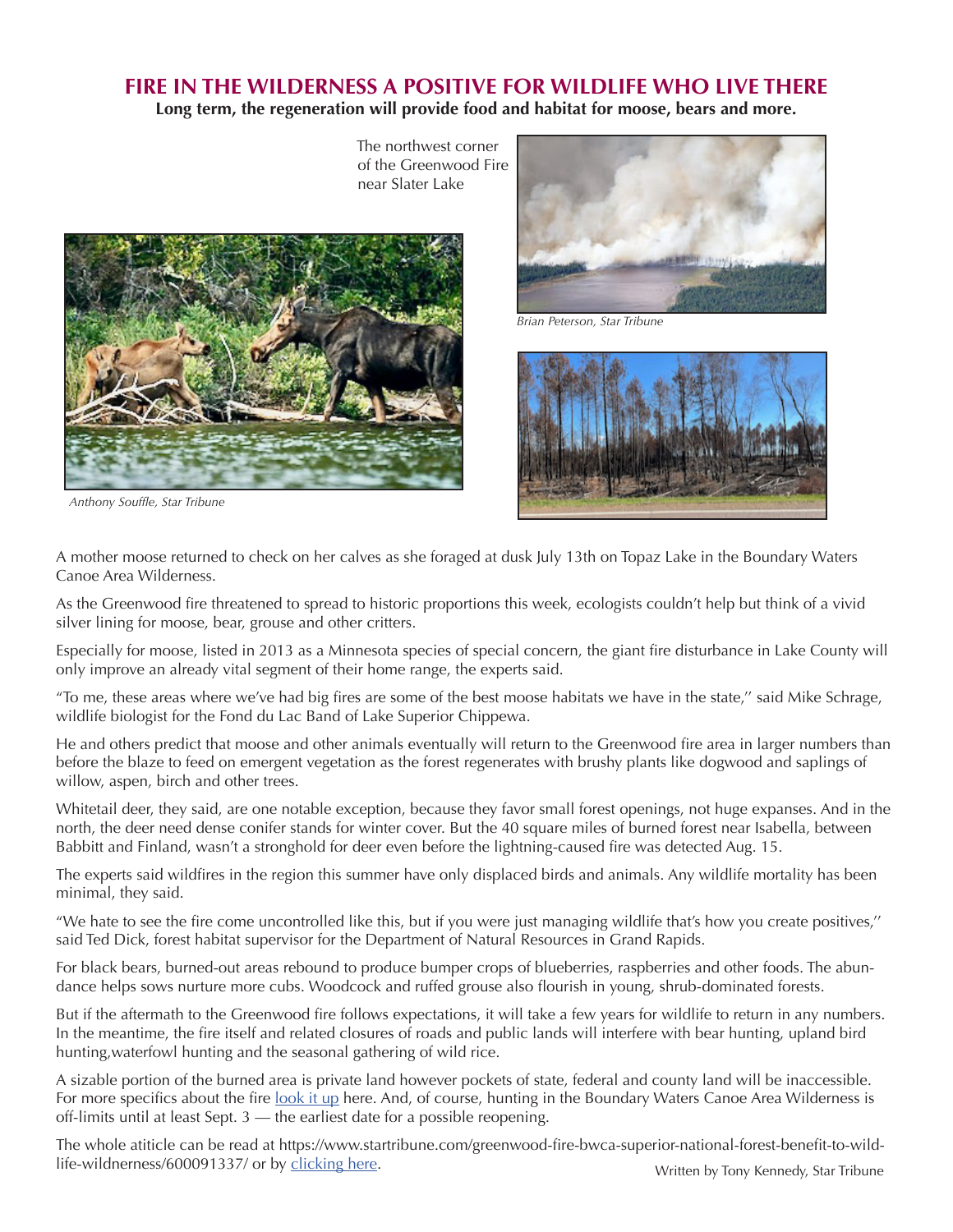# FIRE IN THE WILDERNESS A POSITIVE FOR WILDLIFE WHO LIVE THERE

**Long term, the regeneration will provide food and habitat for moose, bears and more.**

The northwest corner of the Greenwood Fire near Slater Lake

*Brian Peterson, Star Tribune*

*Anthony Souffle, Star Tribune*

A mother moose returned to check on her calves as she foraged at dusk July 13th on Topaz Lake in the Boundary Waters Canoe Area Wilderness.

As the Greenwood fire threatened to spread to historic proportions this week, ecologists couldn't help but think of a vivid silver lining for moose, bear, grouse and other critters.

Especially for moose, listed in 2013 as a Minnesota species of special concern, the giant fire disturbance in Lake County will only improve an already vital segment of their home range, the experts said.

"To me, these areas where we've had big fires are some of the best moose habitats we have in the state," said Mike Schrage, wildlife biologist for the Fond du Lac Band of Lake Superior Chippewa.

He and others predict that moose and other animals eventually will return to the Greenwood fire area in larger numbers than before the blaze to feed on emergent vegetation as the forest regenerates with brushy plants like dogwood and saplings of willow, aspen, birch and other trees.

Whitetail deer, they said, are one notable exception, because they favor small forest openings, not huge expanses. And in the north, the deer need dense conifer stands for winter cover. But the 40 square miles of burned forest near Isabella, between Babbitt and Finland, wasn't a stronghold for deer even before the lightning-caused fire was detected Aug. 15.

The experts said wildfires in the region this summer have only displaced birds and animals. Any wildlife mortality has been minimal, they said.

"We hate to see the fire come uncontrolled like this, but if you were just managing wildlife that's how you create positives," said Ted Dick, forest habitat supervisor for the Department of Natural Resources in Grand Rapids.

For black bears, burned-out areas rebound to produce bumper crops of blueberries, raspberries and other foods. The abundance helps sows nurture more cubs. Woodcock and ruffed grouse also flourish in young, shrub-dominated forests.

But if the aftermath to the Greenwood fire follows expectations, it will take a few years for wildlife to return in any numbers. In the meantime, the fire itself and related closures of roads and public lands will interfere with bear hunting, upland bird hunting,waterfowl hunting and the seasonal gathering of wild rice.

A sizable portion of the burned area is private land however pockets of state, federal and county land will be inaccessible. For more specifics about the fire look it up here. And, of course, hunting in the Boundary Waters Canoe Area Wilderness is off-limits until at least Sept. 3 — the earliest date for a possible reopening.

The whole atiticle can be read at https://www.startribune.com/greenwood-fire-bwca-superior-national-forest-benefit-to-wildlife-wildnerness/600091337/ or by clicking here.

Written by Tony Kennedy, Star Tribune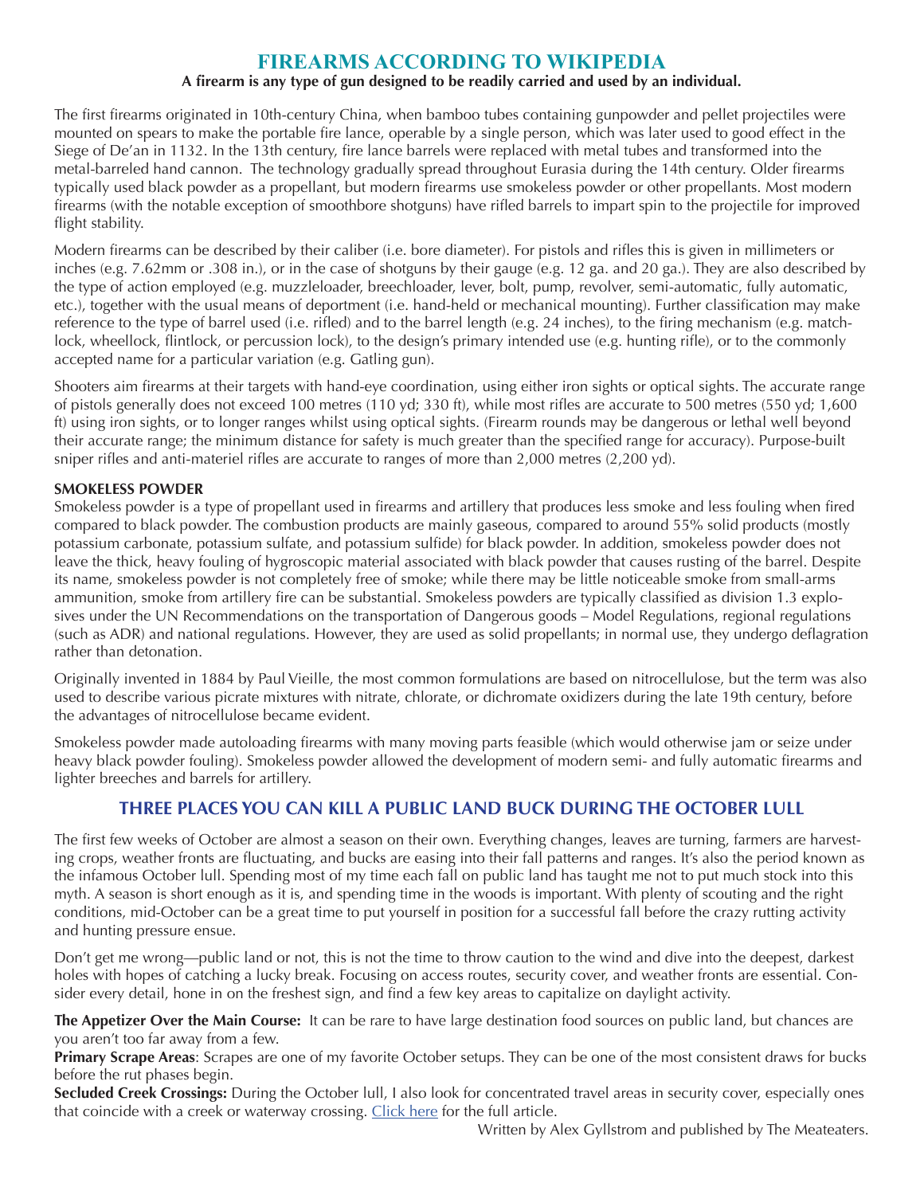# FIREARMS ACCORDING TO WIKIPEDIA

**A firearm is any type of gun designed to be readily carried and used by an individual.**

The first firearms originated in 10th-century China, when bamboo tubes containing gunpowder and pellet projectiles were mounted on spears to make the portable fire lance, operable by a single person, which was later used to good effect in the Siege of De'an in 1132. In the 13th century, fire lance barrels were replaced with metal tubes and transformed into the metal-barreled hand cannon. The technology gradually spread throughout Eurasia during the 14th century. Older firearms typically used black powder as a propellant, but modern firearms use smokeless powder or other propellants. Most modern firearms (with the notable exception of smoothbore shotguns) have rifled barrels to impart spin to the projectile for improved flight stability.

Modern firearms can be described by their caliber (i.e. bore diameter). For pistols and rifles this is given in millimeters or inches (e.g. 7.62mm or .308 in.), or in the case of shotguns by their gauge (e.g. 12 ga. and 20 ga.). They are also described by the type of action employed (e.g. muzzleloader, breechloader, lever, bolt, pump, revolver, semi-automatic, fully automatic, etc.), together with the usual means of deportment (i.e. hand-held or mechanical mounting). Further classification may make reference to the type of barrel used (i.e. rifled) and to the barrel length (e.g. 24 inches), to the firing mechanism (e.g. matchlock, wheellock, flintlock, or percussion lock), to the design's primary intended use (e.g. hunting rifle), or to the commonly accepted name for a particular variation (e.g. Gatling gun).

Shooters aim firearms at their targets with hand-eye coordination, using either iron sights or optical sights. The accurate range of pistols generally does not exceed 100 metres (110 yd; 330 ft), while most rifles are accurate to 500 metres (550 yd; 1,600 ft) using iron sights, or to longer ranges whilst using optical sights. (Firearm rounds may be dangerous or lethal well beyond their accurate range; the minimum distance for safety is much greater than the specified range for accuracy). Purpose-built sniper rifles and anti-materiel rifles are accurate to ranges of more than 2,000 metres (2,200 yd).

**SMOKELESS POWDER**

Smokeless powder is a type of propellant used in firearms and artillery that produces less smoke and less fouling when fired compared to black powder. The combustion products are mainly gaseous, compared to around 55% solid products (mostly potassium carbonate, potassium sulfate, and potassium sulfide) for black powder. In addition, smokeless powder does not leave the thick, heavy fouling of hygroscopic material associated with black powder that causes rusting of the barrel. Despite its name, smokeless powder is not completely free of smoke; while there may be little noticeable smoke from small-arms ammunition, smoke from artillery fire can be substantial. Smokeless powders are typically classified as division 1.3 explosives under the UN Recommendations on the transportation of Dangerous goods – Model Regulations, regional regulations (such as ADR) and national regulations. However, they are used as solid propellants; in normal use, they undergo deflagration rather than detonation.

Originally invented in 1884 by Paul Vieille, the most common formulations are based on nitrocellulose, but the term was also used to describe various picrate mixtures with nitrate, chlorate, or dichromate oxidizers during the late 19th century, before the advantages of nitrocellulose became evident.

Smokeless powder made autoloading firearms with many moving parts feasible (which would otherwise jam or seize under heavy black powder fouling). Smokeless powder allowed the development of modern semi- and fully automatic firearms and lighter breeches and barrels for artillery.

## THREE PLACES YOU CAN KILL A PUBLIC LAND BUCK DURING THE OCTOBER LULL

The first few weeks of October are almost a season on their own. Everything changes, leaves are turning, farmers are harvesting crops, weather fronts are fluctuating, and bucks are easing into their fall patterns and ranges. It's also the period known as the infamous October lull. Spending most of my time each fall on public land has taught me not to put much stock into this myth. A season is short enough as it is, and spending time in the woods is important. With plenty of scouting and the right conditions, mid-October can be a great time to put yourself in position for a successful fall before the crazy rutting activity and hunting pressure ensue.

Don't get me wrong—public land or not, this is not the time to throw caution to the wind and dive into the deepest, darkest holes with hopes of catching a lucky break. Focusing on access routes, security cover, and weather fronts are essential. Consider every detail, hone in on the freshest sign, and find a few key areas to capitalize on daylight activity.

**The Appetizer Over the Main Course:** It can be rare to have large destination food sources on public land, but chances are you aren't too far away from a few.

**Primary Scrape Areas**: Scrapes are one of my favorite October setups. They can be one of the most consistent draws for bucks before the rut phases begin.

**Secluded Creek Crossings:** During the October lull, I also look for concentrated travel areas in security cover, especially ones that coincide with a creek or waterway crossing. Click here for the full article.

Written by Alex Gyllstrom and published by The Meateaters.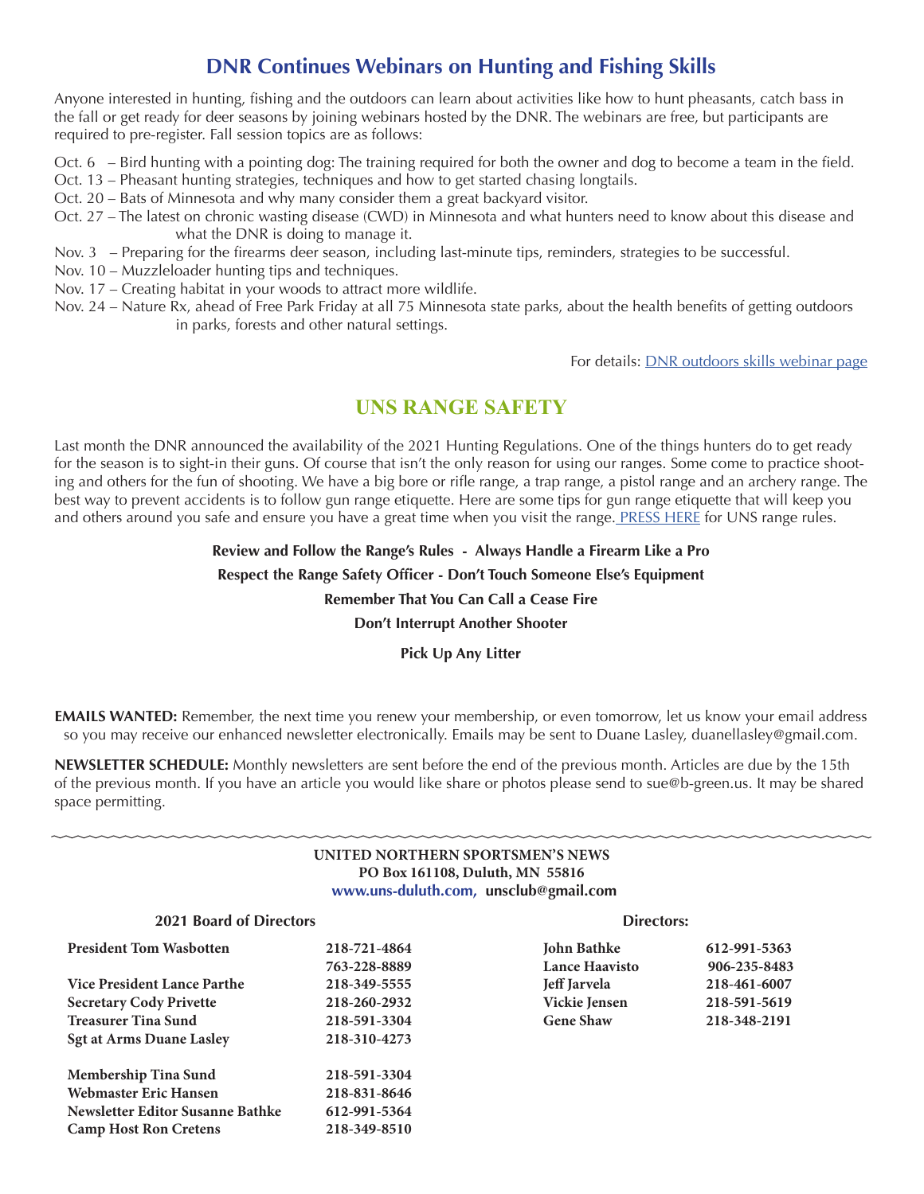## DNR Continues Webinars on Hunting and Fishing Skills

Anyone interested in hunting, fishing and the outdoors can learn about activities like how to hunt pheasants, catch bass in the fall or get ready for deer seasons by joining webinars hosted by the DNR. The webinars are free, but participants are required to pre-register. Fall session topics are as follows:

Oct. 6 – Bird hunting with a pointing dog: The training required for both the owner and dog to become a team in the field.
Oct. 13 – Pheasant hunting strategies, techniques and how to get started chasing longtails.
Oct. 20 – Bats of Minnesota and why many consider them a great backyard visitor.
Oct. 27 – The latest on chronic wasting disease (CWD) in Minnesota and what hunters need to know about this disease and what the DNR is doing to manage it.
Nov. 3 – Preparing for the firearms deer season, including last-minute tips, reminders, strategies to be successful.
Nov. 10 – Muzzleloader hunting tips and techniques.
Nov. 17 – Creating habitat in your woods to attract more wildlife.
Nov. 24 – Nature Rx, ahead of Free Park Friday at all 75 Minnesota state parks, about the health benefits of getting outdoors in parks, forests and other natural settings.

For details: DNR outdoors skills webinar page

## UNS RANGE SAFETY

Last month the DNR announced the availability of the 2021 Hunting Regulations. One of the things hunters do to get ready for the season is to sight-in their guns. Of course that isn't the only reason for using our ranges. Some come to practice shooting and others for the fun of shooting. We have a big bore or rifle range, a trap range, a pistol range and an archery range. The best way to prevent accidents is to follow gun range etiquette. Here are some tips for gun range etiquette that will keep you and others around you safe and ensure you have a great time when you visit the range. PRESS HERE for UNS range rules.

**Review and Follow the Range's Rules - Always Handle a Firearm Like a Pro**

**Respect the Range Safety Officer - Don't Touch Someone Else's Equipment**

**Remember That You Can Call a Cease Fire**

**Don't Interrupt Another Shooter**

**Pick Up Any Litter**

**EMAILS WANTED:** Remember, the next time you renew your membership, or even tomorrow, let us know your email address so you may receive our enhanced newsletter electronically. Emails may be sent to Duane Lasley, duanellasley@gmail.com.

**NEWSLETTER SCHEDULE:** Monthly newsletters are sent before the end of the previous month. Articles are due by the 15th of the previous month. If you have an article you would like share or photos please send to sue@b-green.us. It may be shared space permitting.

---

**UNITED NORTHERN SPORTSMEN'S NEWS**
**PO Box 161108, Duluth, MN 55816**
**www.uns-duluth.com, unsclub@gmail.com**

**2021 Board of Directors**

| | |
|---|---|
| **President Tom Wasbotten** | **218-721-4864** |
| | **763-228-8889** |
| **Vice President Lance Parthe** | **218-349-5555** |
| **Secretary Cody Privette** | **218-260-2932** |
| **Treasurer Tina Sund** | **218-591-3304** |
| **Sgt at Arms Duane Lasley** | **218-310-4273** |
| **Membership Tina Sund** | **218-591-3304** |
| **Webmaster Eric Hansen** | **218-831-8646** |
| **Newsletter Editor Susanne Bathke** | **612-991-5364** |
| **Camp Host Ron Cretens** | **218-349-8510** |

**Directors:**

| | |
|---|---|
| **John Bathke** | **612-991-5363** |
| **Lance Haavisto** | **906-235-8483** |
| **Jeff Jarvela** | **218-461-6007** |
| **Vickie Jensen** | **218-591-5619** |
| **Gene Shaw** | **218-348-2191** |